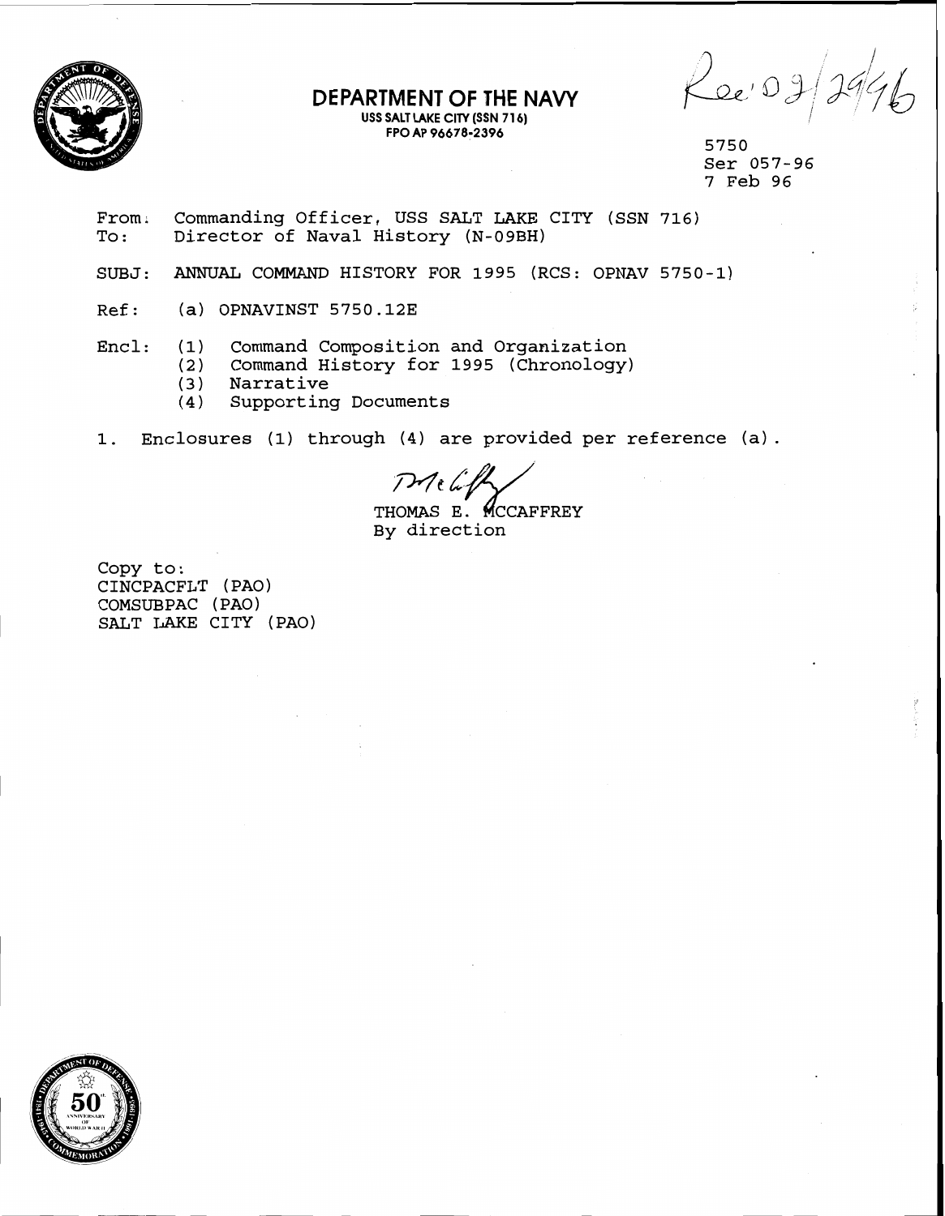# DEPARTMENT OF THE NAVY

USS SALT LAKE CITY (SSN 716)
FPO AP 96678-2396

Rec'd 02/29/96

5750
Ser 057-96
7 Feb 96

From: Commanding Officer, USS SALT LAKE CITY (SSN 716)
To: Director of Naval History (N-09BH)

SUBJ: ANNUAL COMMAND HISTORY FOR 1995 (RCS: OPNAV 5750-1)

Ref: (a) OPNAVINST 5750.12E

Encl: (1) Command Composition and Organization
(2) Command History for 1995 (Chronology)
(3) Narrative
(4) Supporting Documents

1. Enclosures (1) through (4) are provided per reference (a).

THOMAS E. MCCAFFREY
By direction

Copy to:
CINCPACFLT (PAO)
COMSUBPAC (PAO)
SALT LAKE CITY (PAO)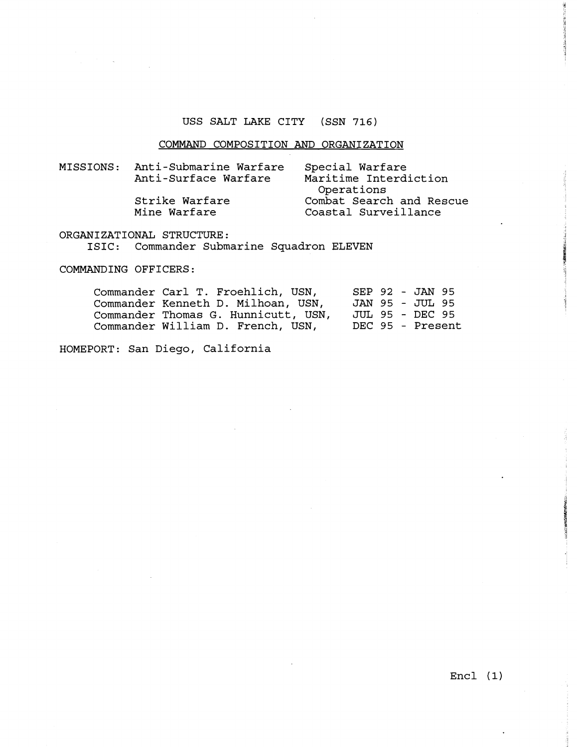# USS SALT LAKE CITY (SSN 716)

## COMMAND COMPOSITION AND ORGANIZATION

MISSIONS:

- Anti-Submarine Warfare
- Anti-Surface Warfare
- Strike Warfare
- Mine Warfare
- Special Warfare
- Maritime Interdiction Operations
- Combat Search and Rescue
- Coastal Surveillance

ORGANIZATIONAL STRUCTURE:

ISIC: Commander Submarine Squadron ELEVEN

COMMANDING OFFICERS:

| | |
|---|---|
| Commander Carl T. Froehlich, USN, | SEP 92 - JAN 95 |
| Commander Kenneth D. Milhoan, USN, | JAN 95 - JUL 95 |
| Commander Thomas G. Hunnicutt, USN, | JUL 95 - DEC 95 |
| Commander William D. French, USN, | DEC 95 - Present |

HOMEPORT: San Diego, California

Encl (1)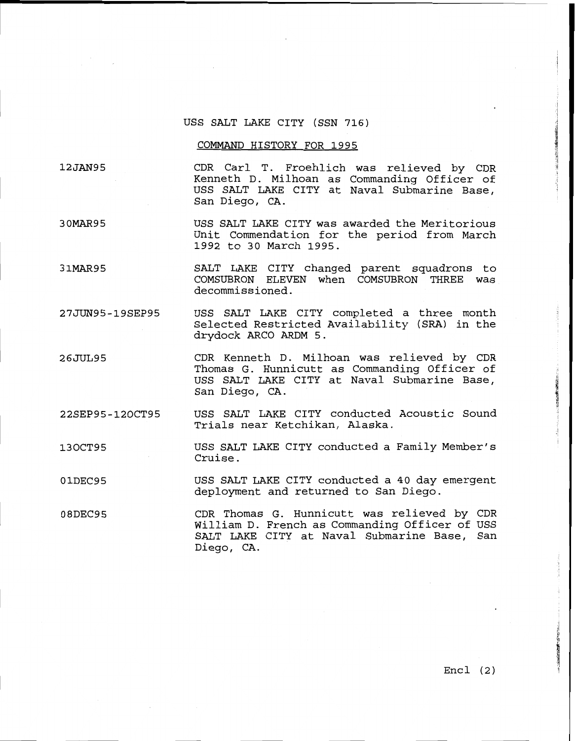# USS SALT LAKE CITY (SSN 716)

## COMMAND HISTORY FOR 1995

| | |
|---|---|
| 12JAN95 | CDR Carl T. Froehlich was relieved by CDR Kenneth D. Milhoan as Commanding Officer of USS SALT LAKE CITY at Naval Submarine Base, San Diego, CA. |
| 30MAR95 | USS SALT LAKE CITY was awarded the Meritorious Unit Commendation for the period from March 1992 to 30 March 1995. |
| 31MAR95 | SALT LAKE CITY changed parent squadrons to COMSUBRON ELEVEN when COMSUBRON THREE was decommissioned. |
| 27JUN95-19SEP95 | USS SALT LAKE CITY completed a three month Selected Restricted Availability (SRA) in the drydock ARCO ARDM 5. |
| 26JUL95 | CDR Kenneth D. Milhoan was relieved by CDR Thomas G. Hunnicutt as Commanding Officer of USS SALT LAKE CITY at Naval Submarine Base, San Diego, CA. |
| 22SEP95-12OCT95 | USS SALT LAKE CITY conducted Acoustic Sound Trials near Ketchikan, Alaska. |
| 13OCT95 | USS SALT LAKE CITY conducted a Family Member's Cruise. |
| 01DEC95 | USS SALT LAKE CITY conducted a 40 day emergent deployment and returned to San Diego. |
| 08DEC95 | CDR Thomas G. Hunnicutt was relieved by CDR William D. French as Commanding Officer of USS SALT LAKE CITY at Naval Submarine Base, San Diego, CA. |

Encl (2)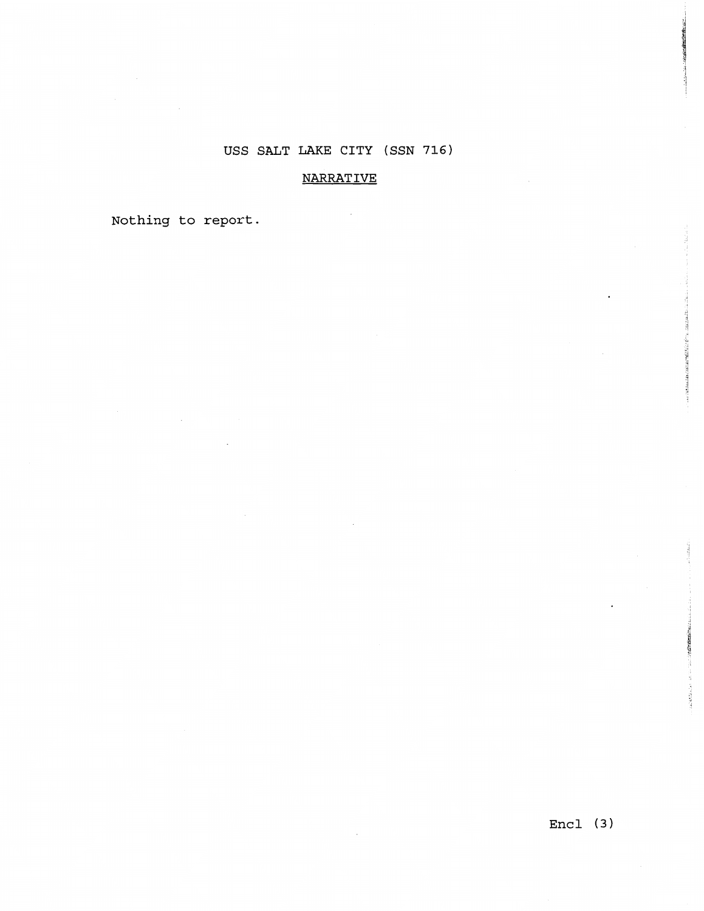# USS SALT LAKE CITY (SSN 716)

## NARRATIVE

Nothing to report.

Encl (3)